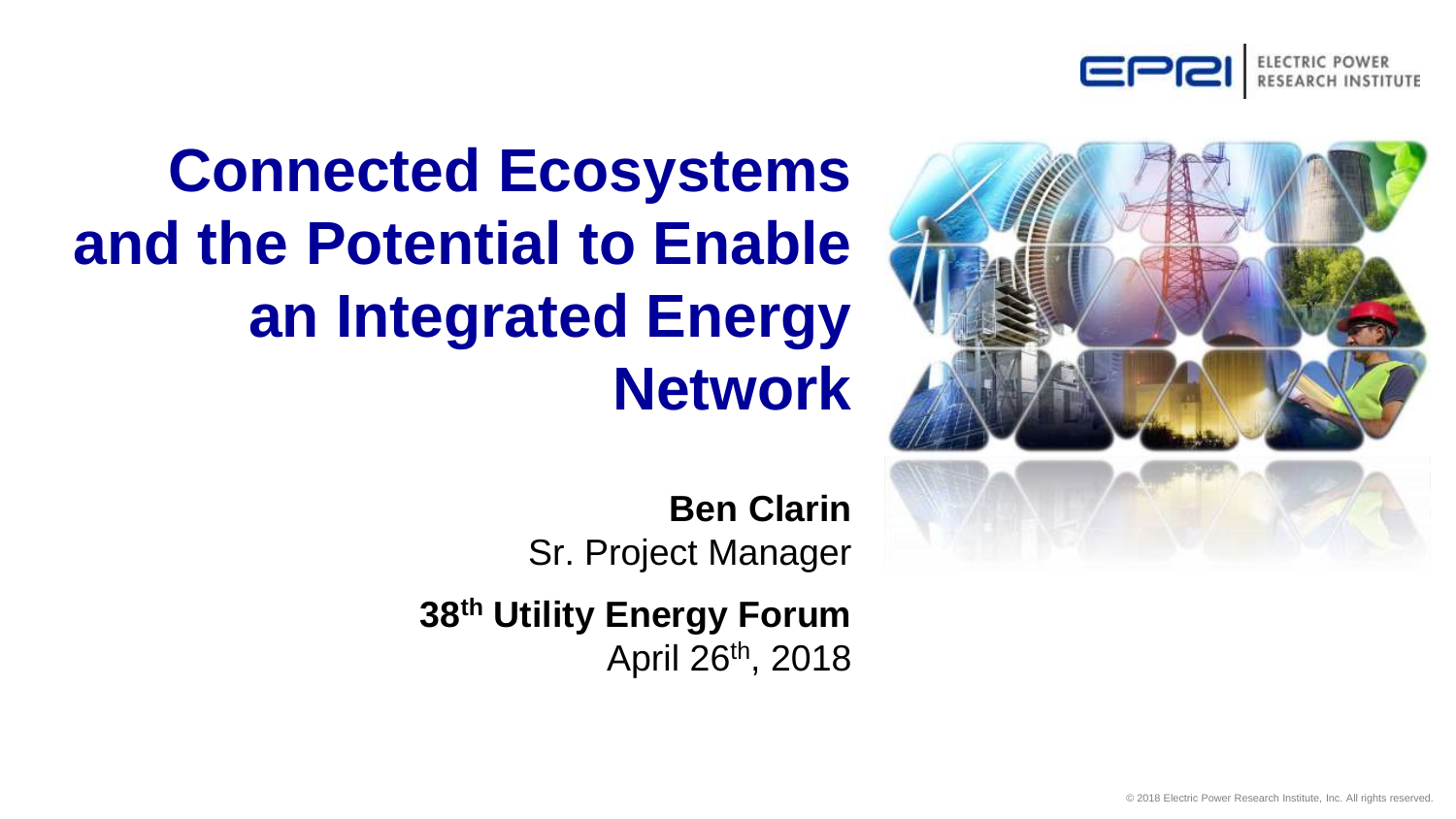# Connected Ecosystems and the Potential to Enable an Integrated Energy Network

**Ben Clarin**
Sr. Project Manager

**38th Utility Energy Forum**
April 26th, 2018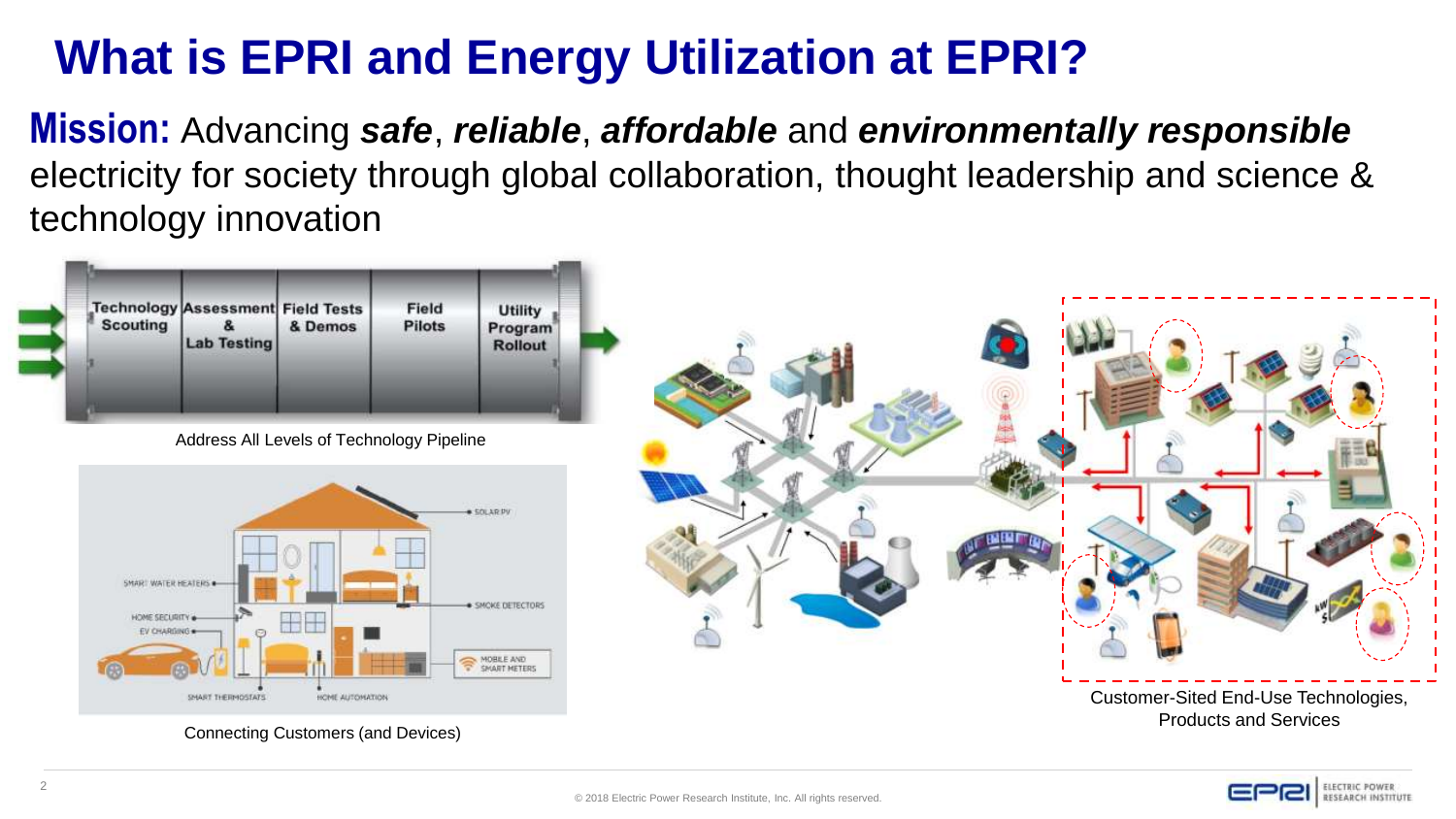# What is EPRI and Energy Utilization at EPRI?

**Mission:** Advancing ***safe***, ***reliable***, ***affordable*** and ***environmentally responsible*** electricity for society through global collaboration, thought leadership and science & technology innovation

| Technology Scouting | Assessment & Lab Testing | Field Tests & Demos | Field Pilots | Utility Program Rollout |
|---|---|---|---|---|

Address All Levels of Technology Pipeline

SOLAR PV

SMART WATER HEATERS

SMOKE DETECTORS

HOME SECURITY

EV CHARGING

MOBILE AND SMART METERS

SMART THERMOSTATS

HOME AUTOMATION

Connecting Customers (and Devices)

Customer-Sited End-Use Technologies, Products and Services

© 2018 Electric Power Research Institute, Inc. All rights reserved.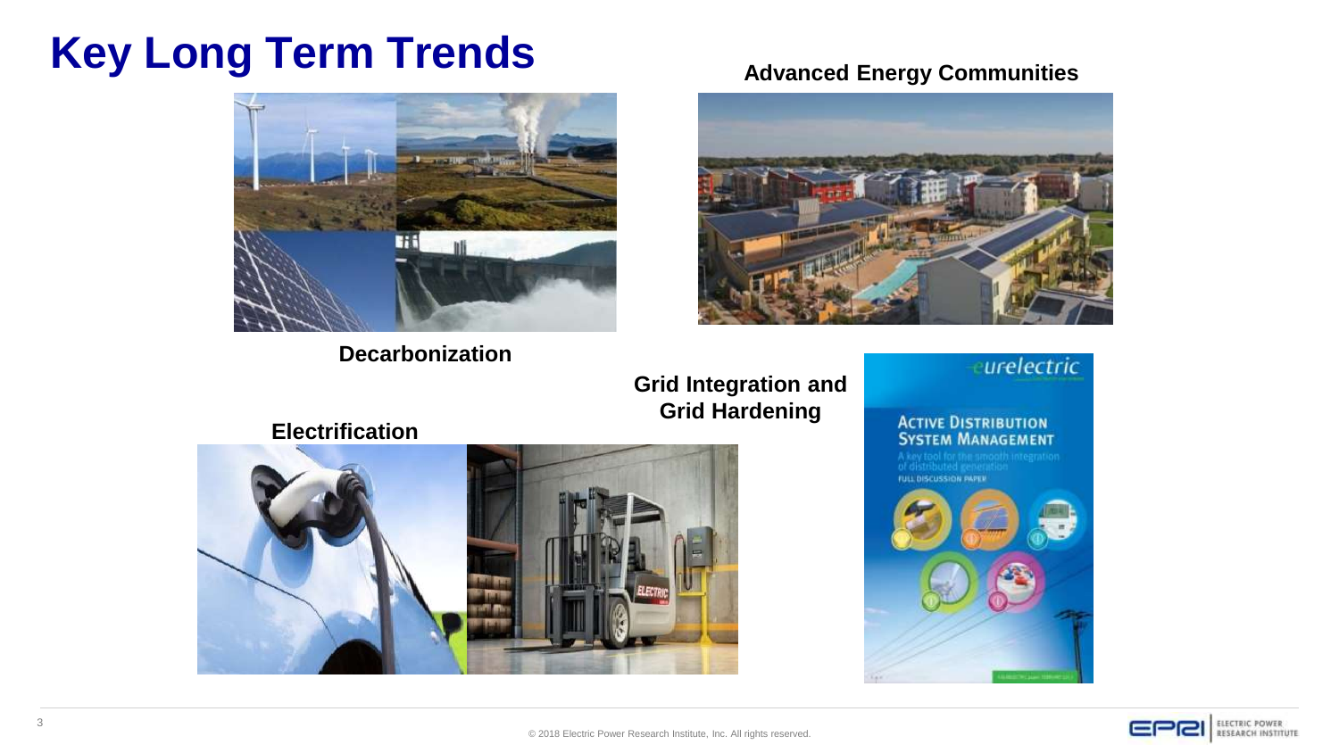# Key Long Term Trends

**Advanced Energy Communities**

**Decarbonization**

**Grid Integration and Grid Hardening**

**Electrification**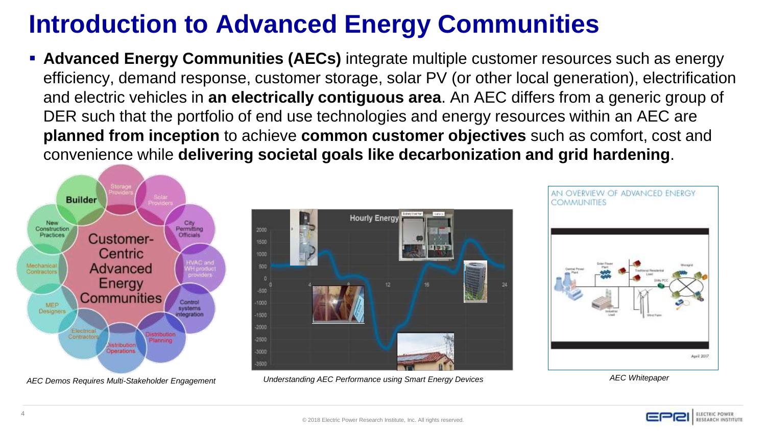# Introduction to Advanced Energy Communities

- **Advanced Energy Communities (AECs)** integrate multiple customer resources such as energy efficiency, demand response, customer storage, solar PV (or other local generation), electrification and electric vehicles in **an electrically contiguous area**. An AEC differs from a generic group of DER such that the portfolio of end use technologies and energy resources within an AEC are **planned from inception** to achieve **common customer objectives** such as comfort, cost and convenience while **delivering societal goals like decarbonization and grid hardening**.

*AEC Demos Requires Multi-Stakeholder Engagement*

*Understanding AEC Performance using Smart Energy Devices*

*AEC Whitepaper*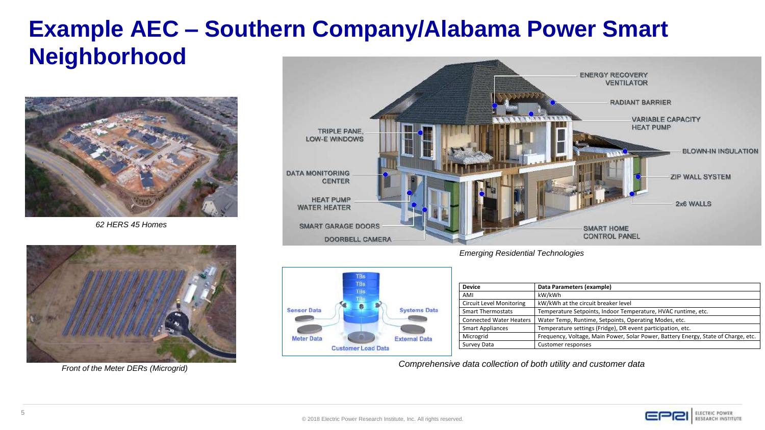# Example AEC – Southern Company/Alabama Power Smart Neighborhood

*62 HERS 45 Homes*

*Front of the Meter DERs (Microgrid)*

*Emerging Residential Technologies*

| Device | Data Parameters (example) |
|---|---|
| AMI | kW/kWh |
| Circuit Level Monitoring | kW/kWh at the circuit breaker level |
| Smart Thermostats | Temperature Setpoints, Indoor Temperature, HVAC runtime, etc. |
| Connected Water Heaters | Water Temp, Runtime, Setpoints, Operating Modes, etc. |
| Smart Appliances | Temperature settings (Fridge), DR event participation, etc. |
| Microgrid | Frequency, Voltage, Main Power, Solar Power, Battery Energy, State of Charge, etc. |
| Survey Data | Customer responses |

*Comprehensive data collection of both utility and customer data*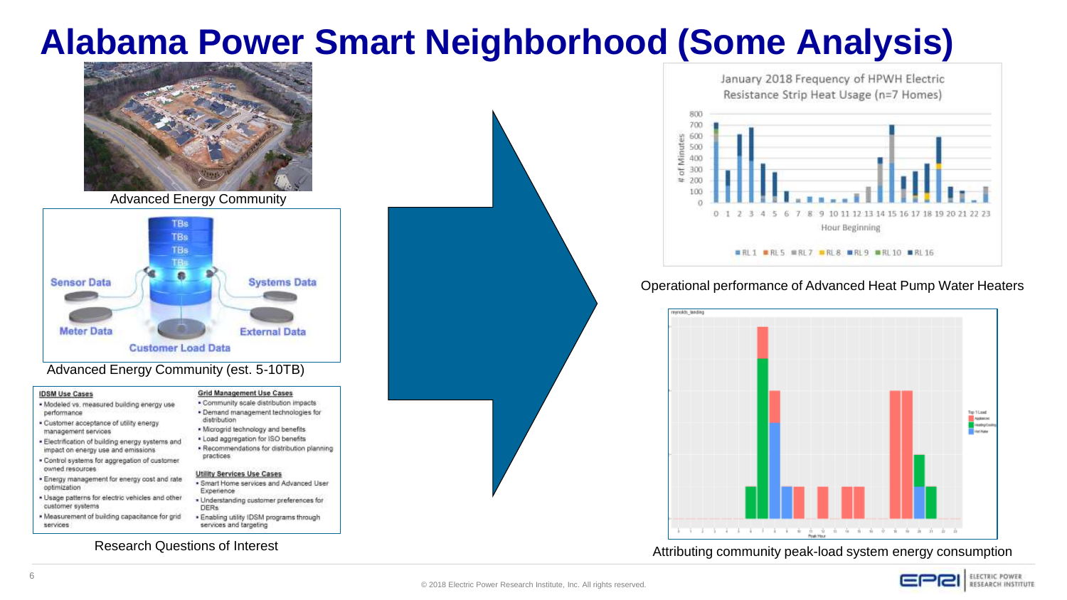# Alabama Power Smart Neighborhood (Some Analysis)

Advanced Energy Community

Sensor Data | Systems Data | Meter Data | External Data | Customer Load Data

Advanced Energy Community (est. 5-10TB)

**IDSM Use Cases**

- Modeled vs. measured building energy use performance
- Customer acceptance of utility energy management services
- Electrification of building energy systems and impact on energy use and emissions
- Control systems for aggregation of customer owned resources
- Energy management for energy cost and rate optimization
- Usage patterns for electric vehicles and other customer systems
- Measurement of building capacitance for grid services

**Grid Management Use Cases**

- Community scale distribution impacts
- Demand management technologies for distribution
- Microgrid technology and benefits
- Load aggregation for ISO benefits
- Recommendations for distribution planning practices

**Utility Services Use Cases**

- Smart Home services and Advanced User Experience
- Understanding customer preferences for DERs
- Enabling utility IDSM programs through services and targeting

Research Questions of Interest

January 2018 Frequency of HPWH Electric Resistance Strip Heat Usage (n=7 Homes)

Operational performance of Advanced Heat Pump Water Heaters

Attributing community peak-load system energy consumption

© 2018 Electric Power Research Institute, Inc. All rights reserved.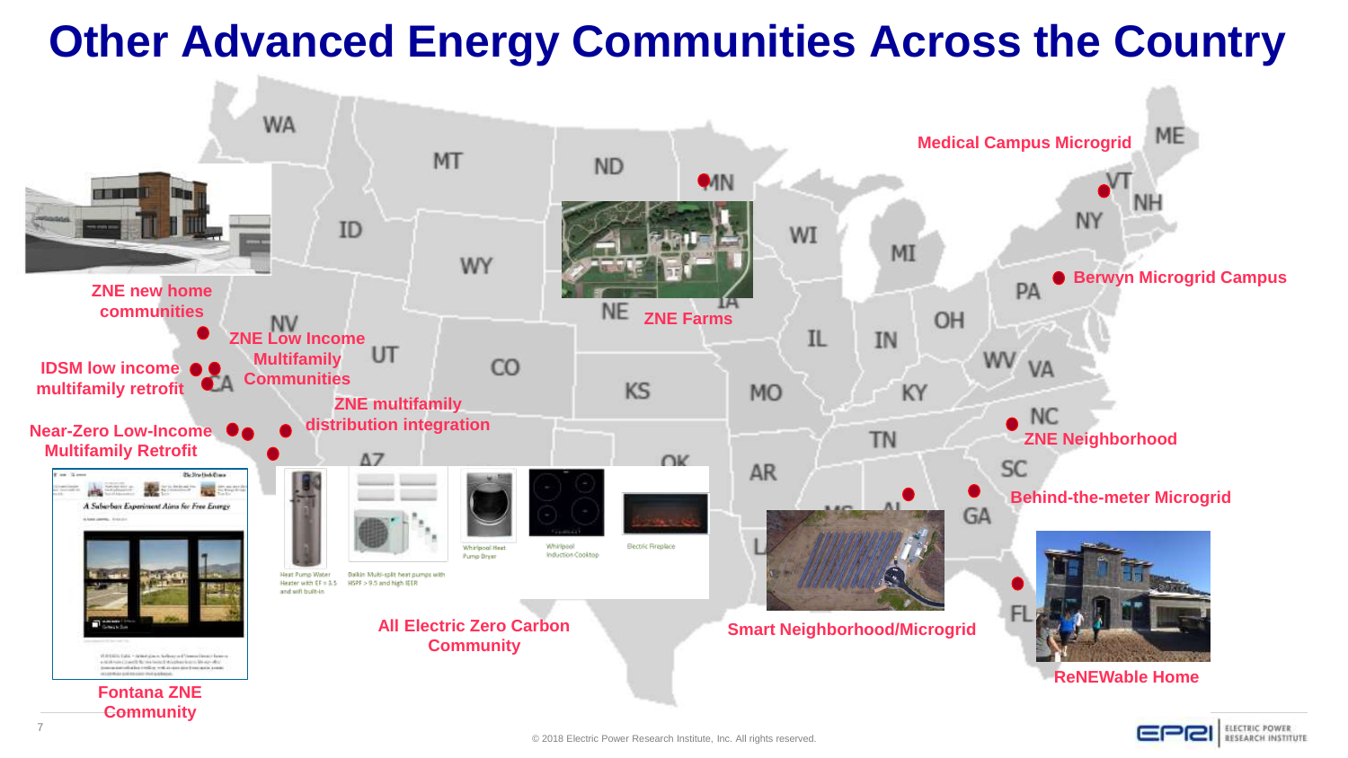# Other Advanced Energy Communities Across the Country

- ZNE new home communities
- IDSM low income multifamily retrofit
- Near-Zero Low-Income Multifamily Retrofit
- ZNE Low Income Multifamily Communities
- ZNE multifamily distribution integration
- Fontana ZNE Community
- All Electric Zero Carbon Community
- ZNE Farms
- Medical Campus Microgrid
- Berwyn Microgrid Campus
- ZNE Neighborhood
- Behind-the-meter Microgrid
- Smart Neighborhood/Microgrid
- ReNEWable Home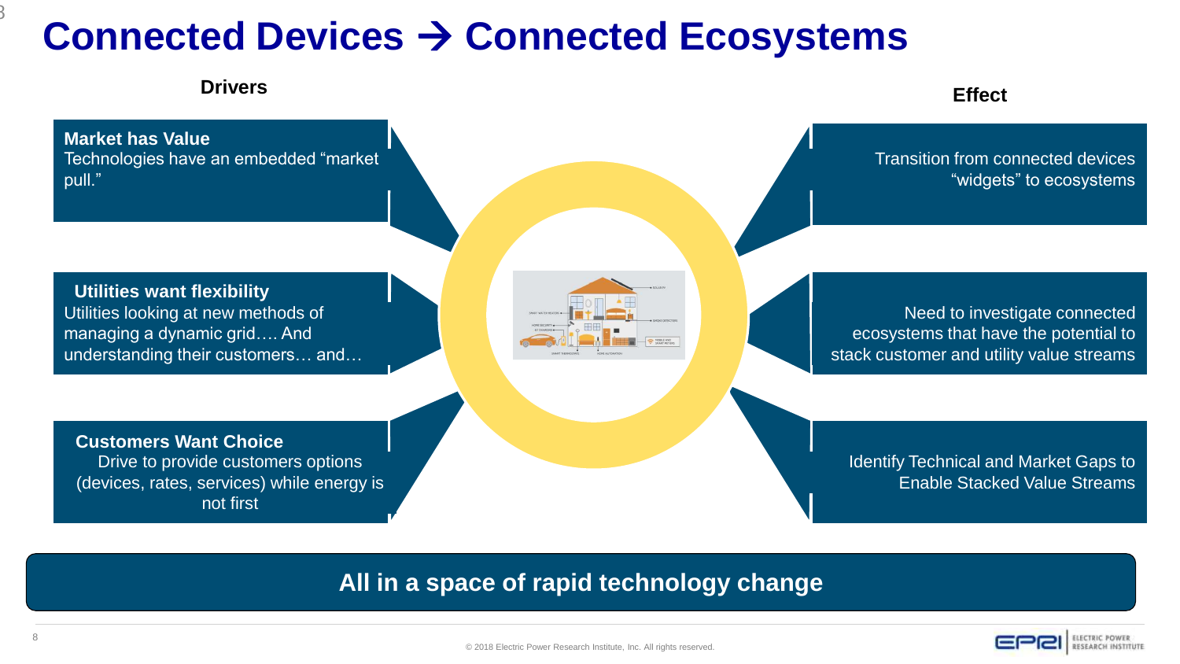# Connected Devices → Connected Ecosystems

**Drivers**

**Market has Value**
Technologies have an embedded "market pull."

**Utilities want flexibility**
Utilities looking at new methods of managing a dynamic grid…. And understanding their customers… and…

**Customers Want Choice**
Drive to provide customers options (devices, rates, services) while energy is not first

**Effect**

Transition from connected devices "widgets" to ecosystems

Need to investigate connected ecosystems that have the potential to stack customer and utility value streams

Identify Technical and Market Gaps to Enable Stacked Value Streams

**All in a space of rapid technology change**

© 2018 Electric Power Research Institute, Inc. All rights reserved.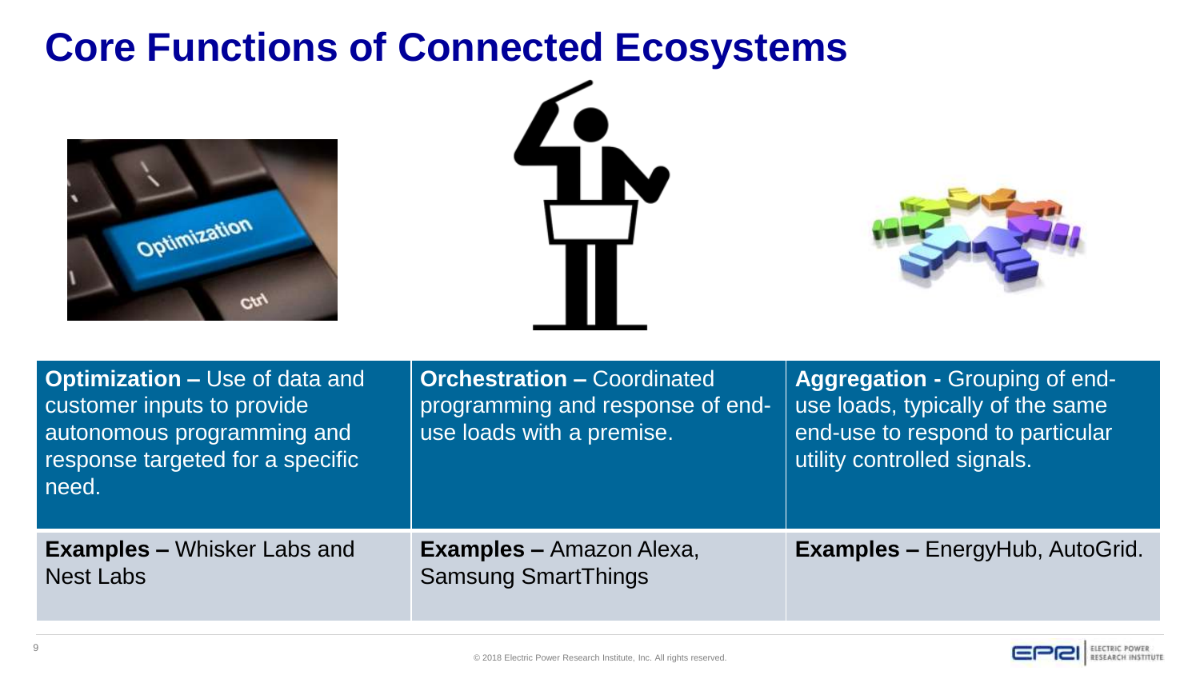# Core Functions of Connected Ecosystems

| **Optimization –** Use of data and customer inputs to provide autonomous programming and response targeted for a specific need. | **Orchestration –** Coordinated programming and response of end-use loads with a premise. | **Aggregation -** Grouping of end-use loads, typically of the same end-use to respond to particular utility controlled signals. |
| --- | --- | --- |
| **Examples –** Whisker Labs and Nest Labs | **Examples –** Amazon Alexa, Samsung SmartThings | **Examples –** EnergyHub, AutoGrid. |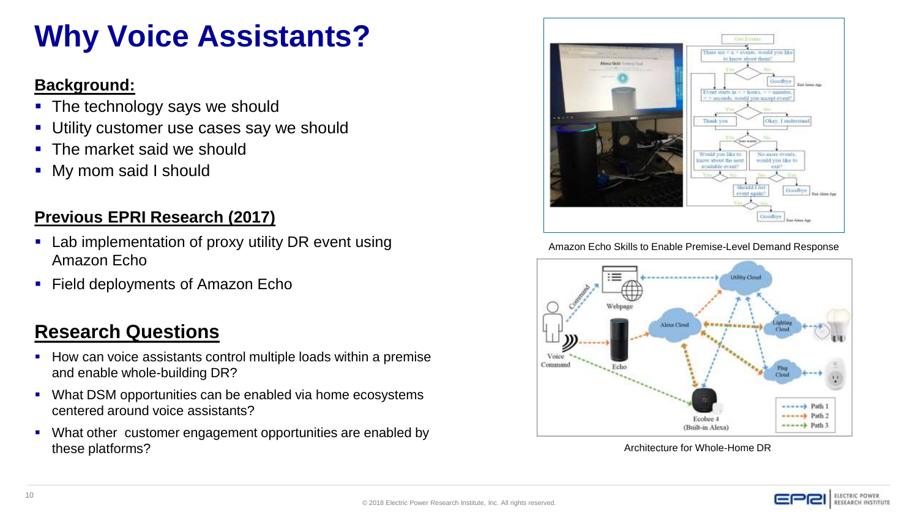# Why Voice Assistants?

## Background:

- The technology says we should
- Utility customer use cases say we should
- The market said we should
- My mom said I should

## Previous EPRI Research (2017)

- Lab implementation of proxy utility DR event using Amazon Echo
- Field deployments of Amazon Echo

## Research Questions

- How can voice assistants control multiple loads within a premise and enable whole-building DR?
- What DSM opportunities can be enabled via home ecosystems centered around voice assistants?
- What other customer engagement opportunities are enabled by these platforms?

Amazon Echo Skills to Enable Premise-Level Demand Response

Architecture for Whole-Home DR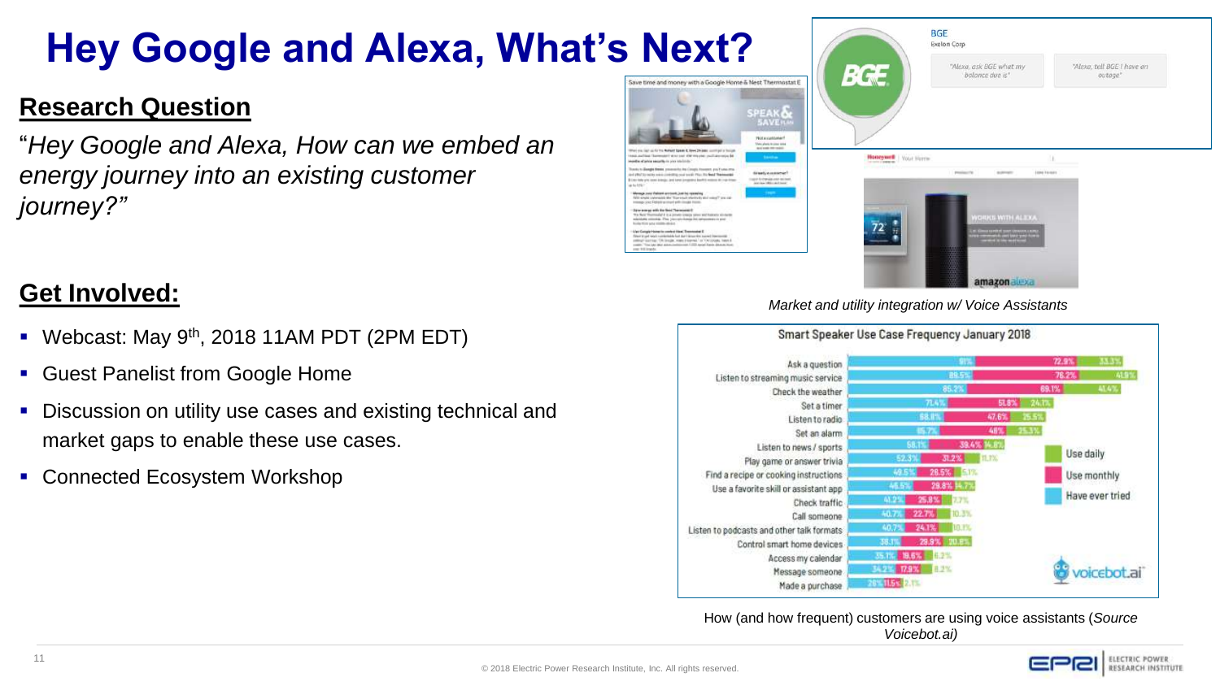# Hey Google and Alexa, What's Next?

## Research Question

"*Hey Google and Alexa, How can we embed an energy journey into an existing customer journey?"*

## Get Involved:

- Webcast: May 9th, 2018 11AM PDT (2PM EDT)
- Guest Panelist from Google Home
- Discussion on utility use cases and existing technical and market gaps to enable these use cases.
- Connected Ecosystem Workshop

*Market and utility integration w/ Voice Assistants*

**Smart Speaker Use Case Frequency January 2018**

| Use case | Have ever tried | Use monthly | Use daily |
| --- | --- | --- | --- |
| Ask a question | 91% | 72.9% | 33.3% |
| Listen to streaming music service | 89.5% | 76.2% | 41.9% |
| Check the weather | 85.2% | 69.1% | 41.4% |
| Set a timer | 71.4% | 51.8% | 24.1% |
| Listen to radio | 68.8% | 47.6% | 25.5% |
| Set an alarm | 65.7% | 48% | 25.3% |
| Listen to news / sports | 58.1% | 39.4% | 14.8% |
| Play game or answer trivia | 52.3% | 31.2% | 11.1% |
| Find a recipe or cooking instructions | 49.5% | 26.5% | 5.1% |
| Use a favorite skill or assistant app | 46.5% | 29.8% | 14.7% |
| Check traffic | 41.2% | 25.8% | 7.7% |
| Call someone | 40.7% | 22.7% | 10.3% |
| Listen to podcasts and other talk formats | 40.7% | 24.1% | 10.1% |
| Control smart home devices | 38.1% | 29.9% | 20.8% |
| Access my calendar | 35.1% | 19.6% | 6.2% |
| Message someone | 34.2% | 17.9% | 8.2% |
| Made a purchase | 26% | 11.5% | 2.1% |

How (and how frequent) customers are using voice assistants (*Source Voicebot.ai)*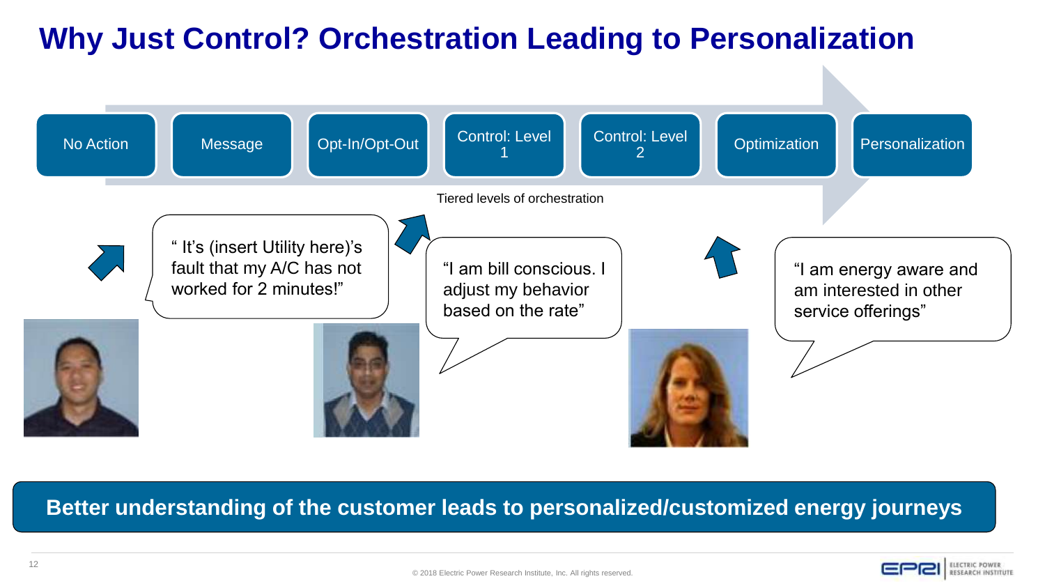# Why Just Control? Orchestration Leading to Personalization

No Action → Message → Opt-In/Opt-Out → Control: Level 1 → Control: Level 2 → Optimization → Personalization

Tiered levels of orchestration

" It's (insert Utility here)'s fault that my A/C has not worked for 2 minutes!"

"I am bill conscious. I adjust my behavior based on the rate"

"I am energy aware and am interested in other service offerings"

**Better understanding of the customer leads to personalized/customized energy journeys**

© 2018 Electric Power Research Institute, Inc. All rights reserved.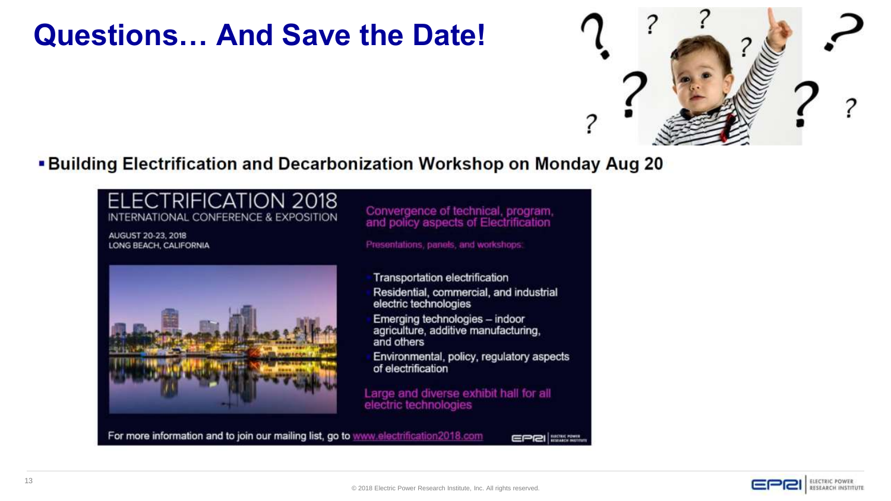# Questions… And Save the Date!

- Building Electrification and Decarbonization Workshop on Monday Aug 20

ELECTRIFICATION 2018
INTERNATIONAL CONFERENCE & EXPOSITION

AUGUST 20-23, 2018
LONG BEACH, CALIFORNIA

Convergence of technical, program, and policy aspects of Electrification

Presentations, panels, and workshops:

- Transportation electrification
- Residential, commercial, and industrial electric technologies
- Emerging technologies – indoor agriculture, additive manufacturing, and others
- Environmental, policy, regulatory aspects of electrification

Large and diverse exhibit hall for all electric technologies

For more information and to join our mailing list, go to www.electrification2018.com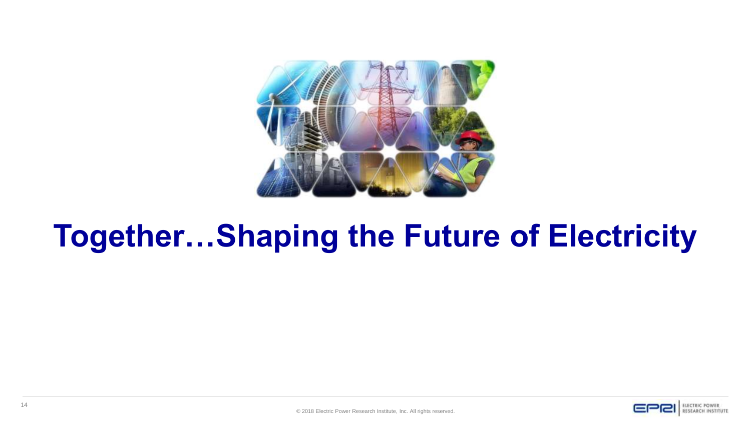# Together…Shaping the Future of Electricity